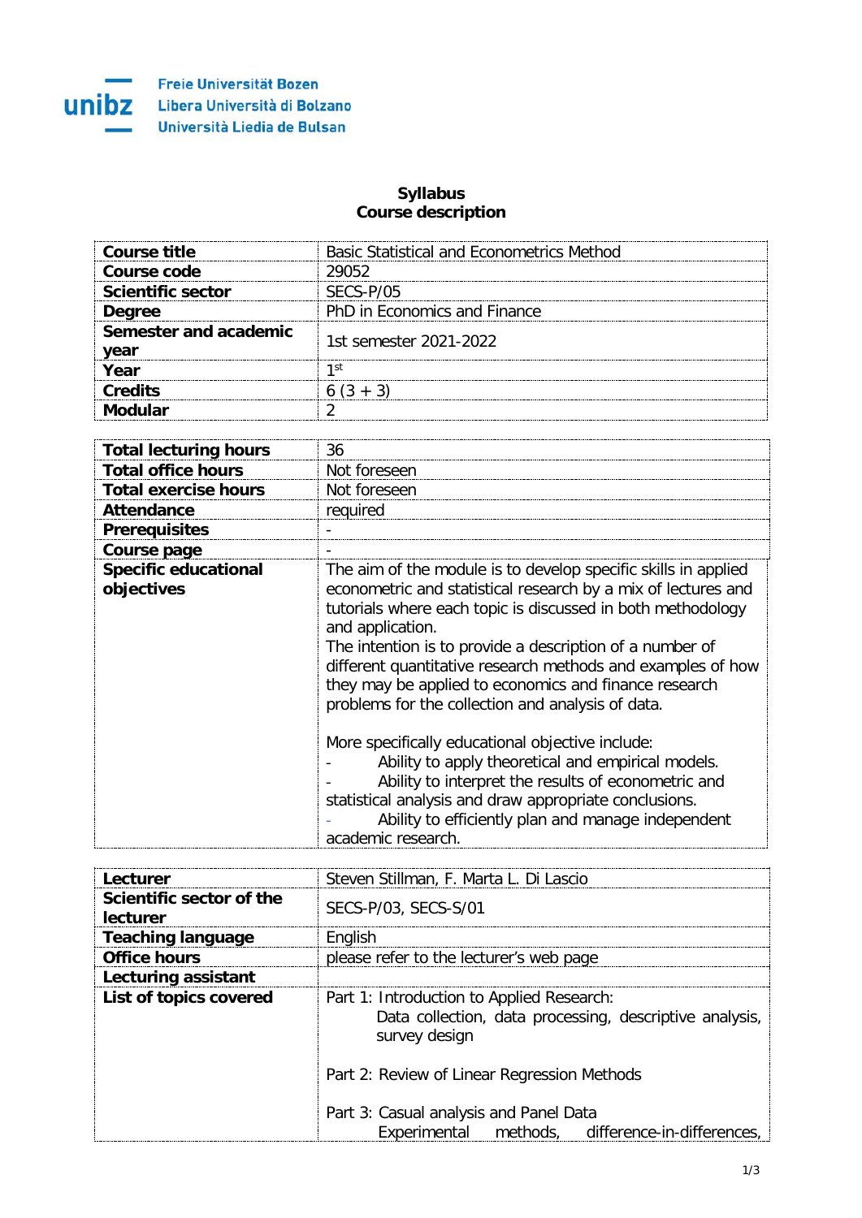Freie Universität Bozen
Libera Università di Bolzano
Università Liedia de Bulsan

**Syllabus**
**Course description**

| | |
|---|---|
| **Course title** | Basic Statistical and Econometrics Method |
| **Course code** | 29052 |
| **Scientific sector** | SECS-P/05 |
| **Degree** | PhD in Economics and Finance |
| **Semester and academic year** | 1st semester 2021-2022 |
| **Year** | 1st |
| **Credits** | 6 (3 + 3) |
| **Modular** | 2 |

| | |
|---|---|
| **Total lecturing hours** | 36 |
| **Total office hours** | Not foreseen |
| **Total exercise hours** | Not foreseen |
| **Attendance** | required |
| **Prerequisites** | - |
| **Course page** | - |
| **Specific educational objectives** | The aim of the module is to develop specific skills in applied econometric and statistical research by a mix of lectures and tutorials where each topic is discussed in both methodology and application.<br>The intention is to provide a description of a number of different quantitative research methods and examples of how they may be applied to economics and finance research problems for the collection and analysis of data.<br><br>More specifically educational objective include:<br>- Ability to apply theoretical and empirical models.<br>- Ability to interpret the results of econometric and statistical analysis and draw appropriate conclusions.<br>- Ability to efficiently plan and manage independent academic research. |

| | |
|---|---|
| **Lecturer** | Steven Stillman, F. Marta L. Di Lascio |
| **Scientific sector of the lecturer** | SECS-P/03, SECS-S/01 |
| **Teaching language** | English |
| **Office hours** | please refer to the lecturer's web page |
| **Lecturing assistant** | |
| **List of topics covered** | Part 1: Introduction to Applied Research:<br>Data collection, data processing, descriptive analysis, survey design<br><br>Part 2: Review of Linear Regression Methods<br><br>Part 3: Casual analysis and Panel Data<br>Experimental methods, difference-in-differences, |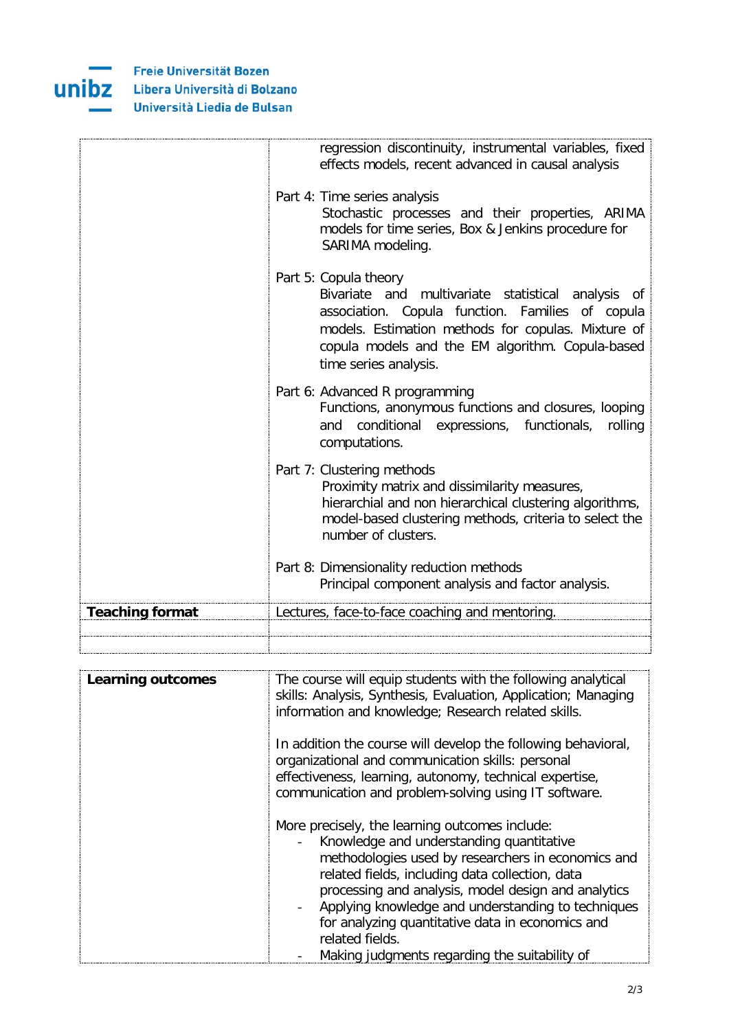| | |
|---|---|
| | regression discontinuity, instrumental variables, fixed effects models, recent advanced in causal analysis<br><br>Part 4: Time series analysis<br>Stochastic processes and their properties, ARIMA models for time series, Box & Jenkins procedure for SARIMA modeling.<br><br>Part 5: Copula theory<br>Bivariate and multivariate statistical analysis of association. Copula function. Families of copula models. Estimation methods for copulas. Mixture of copula models and the EM algorithm. Copula-based time series analysis.<br><br>Part 6: Advanced R programming<br>Functions, anonymous functions and closures, looping and conditional expressions, functionals, rolling computations.<br><br>Part 7: Clustering methods<br>Proximity matrix and dissimilarity measures, hierarchial and non hierarchical clustering algorithms, model-based clustering methods, criteria to select the number of clusters.<br><br>Part 8: Dimensionality reduction methods<br>Principal component analysis and factor analysis. |
| **Teaching format** | Lectures, face-to-face coaching and mentoring. |
| | |
| | |

| | |
|---|---|
| **Learning outcomes** | The course will equip students with the following analytical skills: Analysis, Synthesis, Evaluation, Application; Managing information and knowledge; Research related skills.<br><br>In addition the course will develop the following behavioral, organizational and communication skills: personal effectiveness, learning, autonomy, technical expertise, communication and problem-solving using IT software.<br><br>More precisely, the learning outcomes include:<br>- Knowledge and understanding quantitative methodologies used by researchers in economics and related fields, including data collection, data processing and analysis, model design and analytics<br>- Applying knowledge and understanding to techniques for analyzing quantitative data in economics and related fields.<br>- Making judgments regarding the suitability of |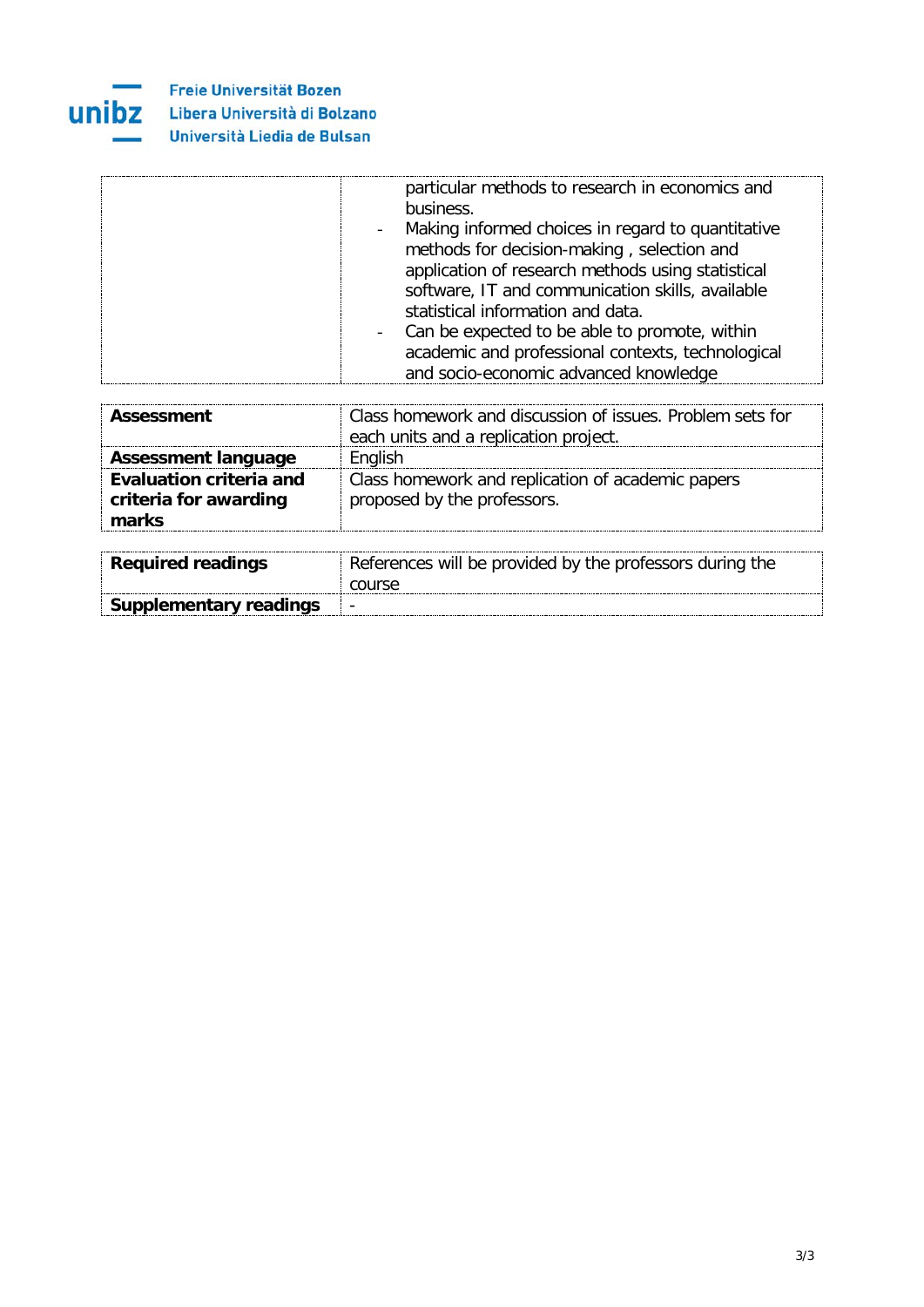| | |
|---|---|
| | particular methods to research in economics and business.<br>- Making informed choices in regard to quantitative methods for decision-making , selection and application of research methods using statistical software, IT and communication skills, available statistical information and data.<br>- Can be expected to be able to promote, within academic and professional contexts, technological and socio-economic advanced knowledge |

| | |
|---|---|
| **Assessment** | Class homework and discussion of issues. Problem sets for each units and a replication project. |
| **Assessment language** | English |
| **Evaluation criteria and criteria for awarding marks** | Class homework and replication of academic papers proposed by the professors. |

| | |
|---|---|
| **Required readings** | References will be provided by the professors during the course |
| **Supplementary readings** | - |